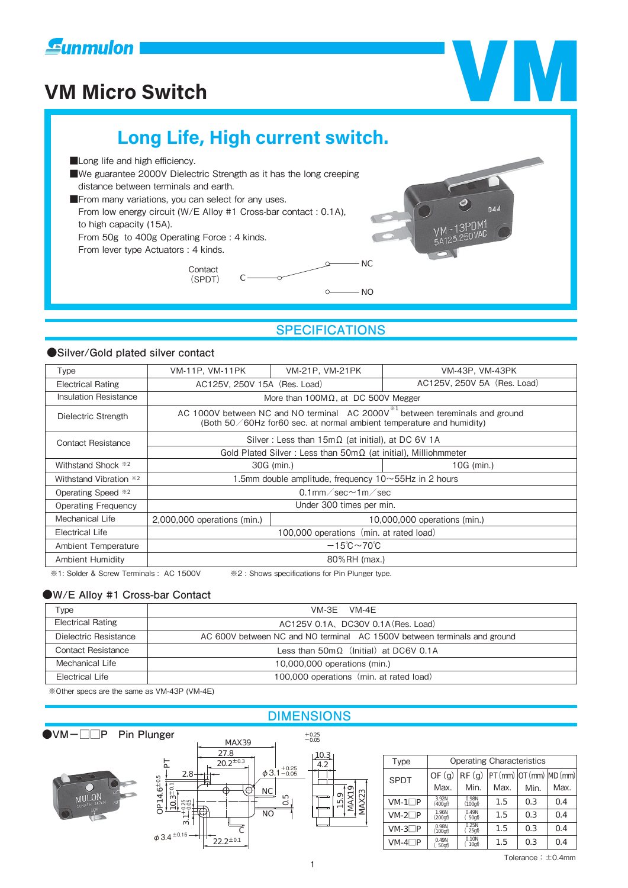Sunmulon

# VM Micro Switch

## Long Life, High current switch.

- ■Long life and high efficiency.
- ■We guarantee 2000V Dielectric Strength as it has the long creeping distance between terminals and earth.
- ■From many variations, you can select for any uses.
  From low energy circuit (W/E Alloy #1 Cross-bar contact : 0.1A), to high capacity (15A).
  From 50g to 400g Operating Force : 4 kinds.
  From lever type Actuators : 4 kinds.

Contact (SPDT) C — NC / NO

## SPECIFICATIONS

### ●Silver/Gold plated silver contact

| Type | VM-11P, VM-11PK | VM-21P, VM-21PK | VM-43P, VM-43PK |
|---|---|---|---|
| Electrical Rating | AC125V, 250V 15A (Res. Load) | | AC125V, 250V 5A (Res. Load) |
| Insulation Resistance | More than 100MΩ, at DC 500V Megger | | |
| Dielectric Strength | AC 1000V between NC and NO terminal AC 2000V※1 between tereminals and ground (Both 50／60Hz for60 sec. at normal ambient temperature and humidity) | | |
| Contact Resistance | Silver : Less than 15mΩ (at initial), at DC 6V 1A<br>Gold Plated Silver : Less than 50mΩ (at initial), Milliohmmeter | | |
| Withstand Shock ※2 | 30G (min.) | | 10G (min.) |
| Withstand Vibration ※2 | 1.5mm double amplitude, frequency 10～55Hz in 2 hours | | |
| Operating Speed ※2 | 0.1mm／sec～1m／sec | | |
| Operating Frequency | Under 300 times per min. | | |
| Mechanical Life | 2,000,000 operations (min.) | 10,000,000 operations (min.) | |
| Electrical Life | 100,000 operations (min. at rated load) | | |
| Ambient Temperature | −15℃～70℃ | | |
| Ambient Humidity | 80%RH (max.) | | |

※1: Solder & Screw Terminals : AC 1500V　　※2 : Shows specifications for Pin Plunger type.

### ●W/E Alloy #1 Cross-bar Contact

| Type | VM-3E　VM-4E |
|---|---|
| Electrical Rating | AC125V 0.1A、DC30V 0.1A (Res. Load) |
| Dielectric Resistance | AC 600V between NC and NO terminal AC 1500V between terminals and ground |
| Contact Resistance | Less than 50mΩ (Initial) at DC6V 0.1A |
| Mechanical Life | 10,000,000 operations (min.) |
| Electrical Life | 100,000 operations (min. at rated load) |

※Other specs are the same as VM-43P (VM-4E)

## DIMENSIONS

### ●VM−□□P　Pin Plunger

| Type | Operating Characteristics | | | | |
|---|---|---|---|---|---|
| SPDT | OF (g) Max. | RF (g) Min. | PT (mm) Max. | OT (mm) Min. | MD (mm) Max. |
| VM-1□P | 3.92N (400gf) | 0.98N (100gf) | 1.5 | 0.3 | 0.4 |
| VM-2□P | 1.96N (200gf) | 0.49N (50gf) | 1.5 | 0.3 | 0.4 |
| VM-3□P | 0.98N (100gf) | 0.25N (25gf) | 1.5 | 0.3 | 0.4 |
| VM-4□P | 0.49N (50gf) | 0.10N (10gf) | 1.5 | 0.3 | 0.4 |

Tolerance : ±0.4mm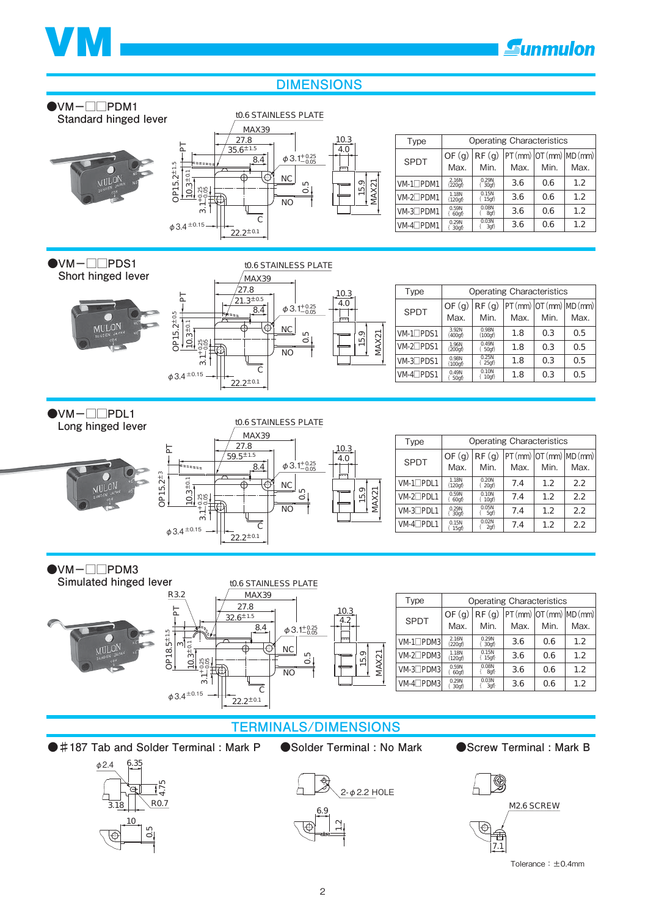# VM

## DIMENSIONS

### ●VM－□□PDM1
Standard hinged lever

t0.6 STAINLESS PLATE

| Type | Operating Characteristics | | | | |
|---|---|---|---|---|---|
| SPDT | OF (g) Max. | RF (g) Min. | PT (mm) Max. | OT (mm) Min. | MD (mm) Max. |
| VM-1□PDM1 | 2.16N (220gf) | 0.29N (30gf) | 3.6 | 0.6 | 1.2 |
| VM-2□PDM1 | 1.18N (120gf) | 0.15N (15gf) | 3.6 | 0.6 | 1.2 |
| VM-3□PDM1 | 0.59N (60gf) | 0.08N (8gf) | 3.6 | 0.6 | 1.2 |
| VM-4□PDM1 | 0.29N (30gf) | 0.03N (3gf) | 3.6 | 0.6 | 1.2 |

### ●VM－□□PDS1
Short hinged lever

t0.6 STAINLESS PLATE

| Type | Operating Characteristics | | | | |
|---|---|---|---|---|---|
| SPDT | OF (g) Max. | RF (g) Min. | PT (mm) Max. | OT (mm) Min. | MD (mm) Max. |
| VM-1□PDS1 | 3.92N (400gf) | 0.98N (100gf) | 1.8 | 0.3 | 0.5 |
| VM-2□PDS1 | 1.96N (200gf) | 0.49N (50gf) | 1.8 | 0.3 | 0.5 |
| VM-3□PDS1 | 0.98N (100gf) | 0.25N (25gf) | 1.8 | 0.3 | 0.5 |
| VM-4□PDS1 | 0.49N (50gf) | 0.10N (10gf) | 1.8 | 0.3 | 0.5 |

### ●VM－□□PDL1
Long hinged lever

t0.6 STAINLESS PLATE

| Type | Operating Characteristics | | | | |
|---|---|---|---|---|---|
| SPDT | OF (g) Max. | RF (g) Min. | PT (mm) Max. | OT (mm) Min. | MD (mm) Max. |
| VM-1□PDL1 | 1.18N (120gf) | 0.20N (20gf) | 7.4 | 1.2 | 2.2 |
| VM-2□PDL1 | 0.59N (60gf) | 0.10N (10gf) | 7.4 | 1.2 | 2.2 |
| VM-3□PDL1 | 0.29N (30gf) | 0.05N (5gf) | 7.4 | 1.2 | 2.2 |
| VM-4□PDL1 | 0.15N (15gf) | 0.02N (2gf) | 7.4 | 1.2 | 2.2 |

### ●VM－□□PDM3
Simulated hinged lever

t0.6 STAINLESS PLATE

| Type | Operating Characteristics | | | | |
|---|---|---|---|---|---|
| SPDT | OF (g) Max. | RF (g) Min. | PT (mm) Max. | OT (mm) Min. | MD (mm) Max. |
| VM-1□PDM3 | 2.16N (220gf) | 0.29N (30gf) | 3.6 | 0.6 | 1.2 |
| VM-2□PDM3 | 1.18N (120gf) | 0.15N (15gf) | 3.6 | 0.6 | 1.2 |
| VM-3□PDM3 | 0.59N (60gf) | 0.08N (8gf) | 3.6 | 0.6 | 1.2 |
| VM-4□PDM3 | 0.29N (30gf) | 0.03N (3gf) | 3.6 | 0.6 | 1.2 |

## TERMINALS/DIMENSIONS

●#187 Tab and Solder Terminal : Mark P

●Solder Terminal : No Mark

2-$\phi$2.2 HOLE

●Screw Terminal : Mark B

M2.6 SCREW

Tolerance : ±0.4mm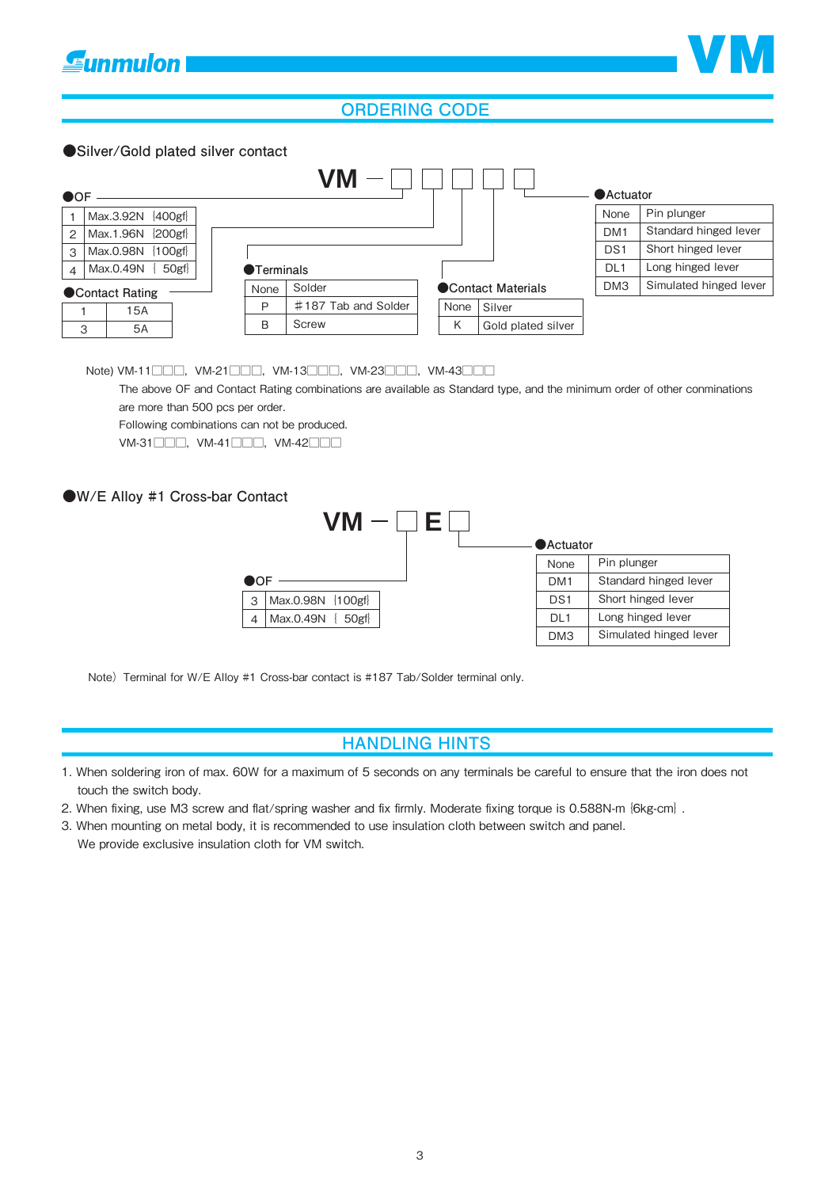## ORDERING CODE

●Silver/Gold plated silver contact

**VM — □□□□□**

●OF

| | |
|---|---|
| 1 | Max.3.92N {400gf} |
| 2 | Max.1.96N {200gf} |
| 3 | Max.0.98N {100gf} |
| 4 | Max.0.49N { 50gf} |

●Contact Rating

| | |
|---|---|
| 1 | 15A |
| 3 | 5A |

●Terminals

| | |
|---|---|
| None | Solder |
| P | ♯187 Tab and Solder |
| B | Screw |

●Contact Materials

| | |
|---|---|
| None | Silver |
| K | Gold plated silver |

●Actuator

| | |
|---|---|
| None | Pin plunger |
| DM1 | Standard hinged lever |
| DS1 | Short hinged lever |
| DL1 | Long hinged lever |
| DM3 | Simulated hinged lever |

Note) VM-11□□□, VM-21□□□, VM-13□□□, VM-23□□□, VM-43□□□
The above OF and Contact Rating combinations are available as Standard type, and the minimum order of other conminations are more than 500 pcs per order.
Following combinations can not be produced.
VM-31□□□, VM-41□□□, VM-42□□□

●W/E Alloy #1 Cross-bar Contact

**VM — □ E □**

●OF

| | |
|---|---|
| 3 | Max.0.98N {100gf} |
| 4 | Max.0.49N { 50gf} |

●Actuator

| | |
|---|---|
| None | Pin plunger |
| DM1 | Standard hinged lever |
| DS1 | Short hinged lever |
| DL1 | Long hinged lever |
| DM3 | Simulated hinged lever |

Note) Terminal for W/E Alloy #1 Cross-bar contact is #187 Tab/Solder terminal only.

## HANDLING HINTS

1. When soldering iron of max. 60W for a maximum of 5 seconds on any terminals be careful to ensure that the iron does not touch the switch body.
2. When fixing, use M3 screw and flat/spring washer and fix firmly. Moderate fixing torque is 0.588N-m {6kg-cm} .
3. When mounting on metal body, it is recommended to use insulation cloth between switch and panel.
   We provide exclusive insulation cloth for VM switch.